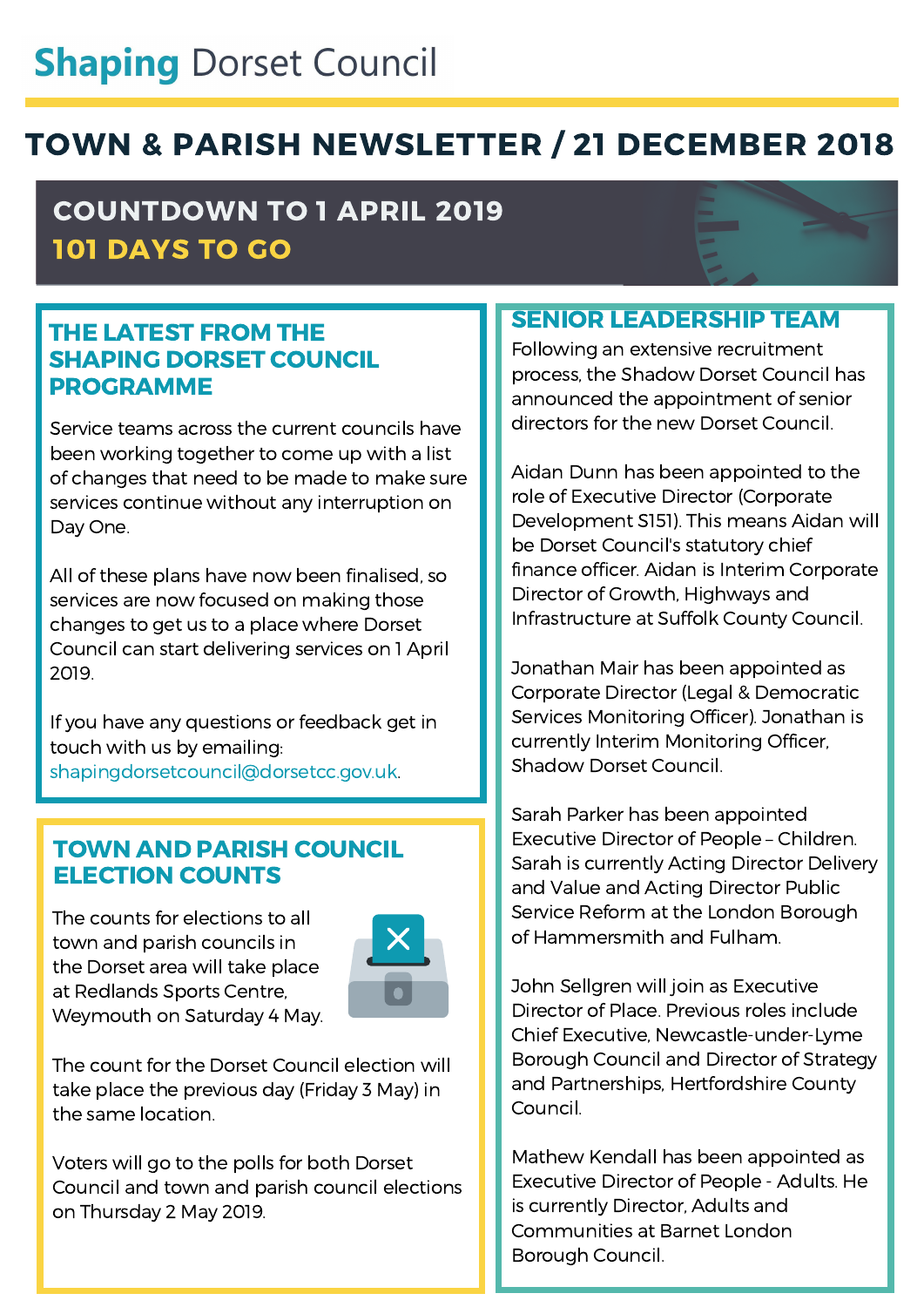# Shaping Dorset Council

## TOWN & PARISH NEWSLETTER / 21 DECEMBER 2018

**COUNTDOWN TO 1 APRIL 2019**
**101 DAYS TO GO**

## THE LATEST FROM THE SHAPING DORSET COUNCIL PROGRAMME

Service teams across the current councils have been working together to come up with a list of changes that need to be made to make sure services continue without any interruption on Day One.

All of these plans have now been finalised, so services are now focused on making those changes to get us to a place where Dorset Council can start delivering services on 1 April 2019.

If you have any questions or feedback get in touch with us by emailing: shapingdorsetcouncil@dorsetcc.gov.uk.

## TOWN AND PARISH COUNCIL ELECTION COUNTS

The counts for elections to all town and parish councils in the Dorset area will take place at Redlands Sports Centre, Weymouth on Saturday 4 May.

The count for the Dorset Council election will take place the previous day (Friday 3 May) in the same location.

Voters will go to the polls for both Dorset Council and town and parish council elections on Thursday 2 May 2019.

## SENIOR LEADERSHIP TEAM

Following an extensive recruitment process, the Shadow Dorset Council has announced the appointment of senior directors for the new Dorset Council.

Aidan Dunn has been appointed to the role of Executive Director (Corporate Development S151). This means Aidan will be Dorset Council's statutory chief finance officer. Aidan is Interim Corporate Director of Growth, Highways and Infrastructure at Suffolk County Council.

Jonathan Mair has been appointed as Corporate Director (Legal & Democratic Services Monitoring Officer). Jonathan is currently Interim Monitoring Officer, Shadow Dorset Council.

Sarah Parker has been appointed Executive Director of People – Children. Sarah is currently Acting Director Delivery and Value and Acting Director Public Service Reform at the London Borough of Hammersmith and Fulham.

John Sellgren will join as Executive Director of Place. Previous roles include Chief Executive, Newcastle-under-Lyme Borough Council and Director of Strategy and Partnerships, Hertfordshire County Council.

Mathew Kendall has been appointed as Executive Director of People - Adults. He is currently Director, Adults and Communities at Barnet London Borough Council.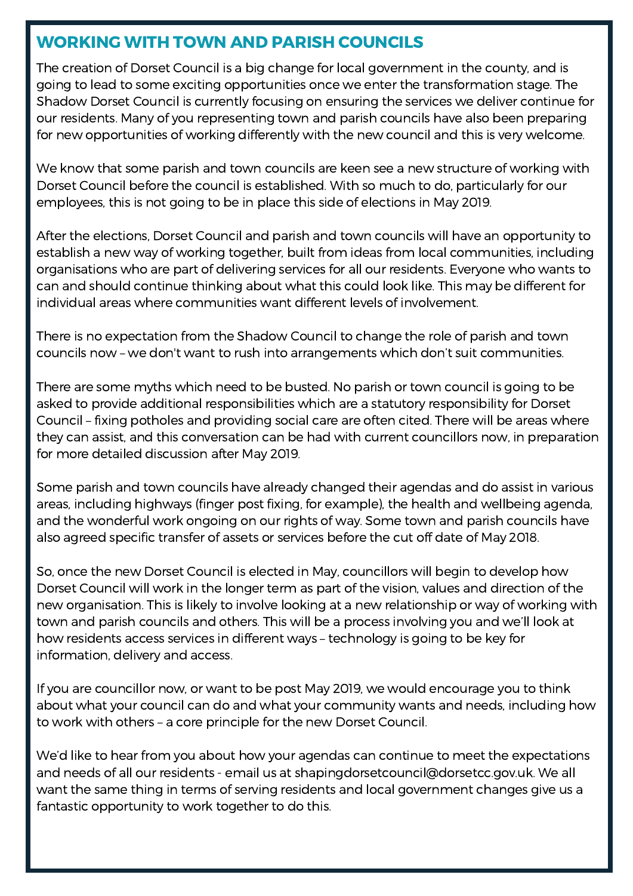## WORKING WITH TOWN AND PARISH COUNCILS

The creation of Dorset Council is a big change for local government in the county, and is going to lead to some exciting opportunities once we enter the transformation stage. The Shadow Dorset Council is currently focusing on ensuring the services we deliver continue for our residents. Many of you representing town and parish councils have also been preparing for new opportunities of working differently with the new council and this is very welcome.

We know that some parish and town councils are keen see a new structure of working with Dorset Council before the council is established. With so much to do, particularly for our employees, this is not going to be in place this side of elections in May 2019.

After the elections, Dorset Council and parish and town councils will have an opportunity to establish a new way of working together, built from ideas from local communities, including organisations who are part of delivering services for all our residents. Everyone who wants to can and should continue thinking about what this could look like. This may be different for individual areas where communities want different levels of involvement.

There is no expectation from the Shadow Council to change the role of parish and town councils now – we don't want to rush into arrangements which don't suit communities.

There are some myths which need to be busted. No parish or town council is going to be asked to provide additional responsibilities which are a statutory responsibility for Dorset Council – fixing potholes and providing social care are often cited. There will be areas where they can assist, and this conversation can be had with current councillors now, in preparation for more detailed discussion after May 2019.

Some parish and town councils have already changed their agendas and do assist in various areas, including highways (finger post fixing, for example), the health and wellbeing agenda, and the wonderful work ongoing on our rights of way. Some town and parish councils have also agreed specific transfer of assets or services before the cut off date of May 2018.

So, once the new Dorset Council is elected in May, councillors will begin to develop how Dorset Council will work in the longer term as part of the vision, values and direction of the new organisation. This is likely to involve looking at a new relationship or way of working with town and parish councils and others. This will be a process involving you and we'll look at how residents access services in different ways – technology is going to be key for information, delivery and access.

If you are councillor now, or want to be post May 2019, we would encourage you to think about what your council can do and what your community wants and needs, including how to work with others – a core principle for the new Dorset Council.

We'd like to hear from you about how your agendas can continue to meet the expectations and needs of all our residents - email us at shapingdorsetcouncil@dorsetcc.gov.uk. We all want the same thing in terms of serving residents and local government changes give us a fantastic opportunity to work together to do this.